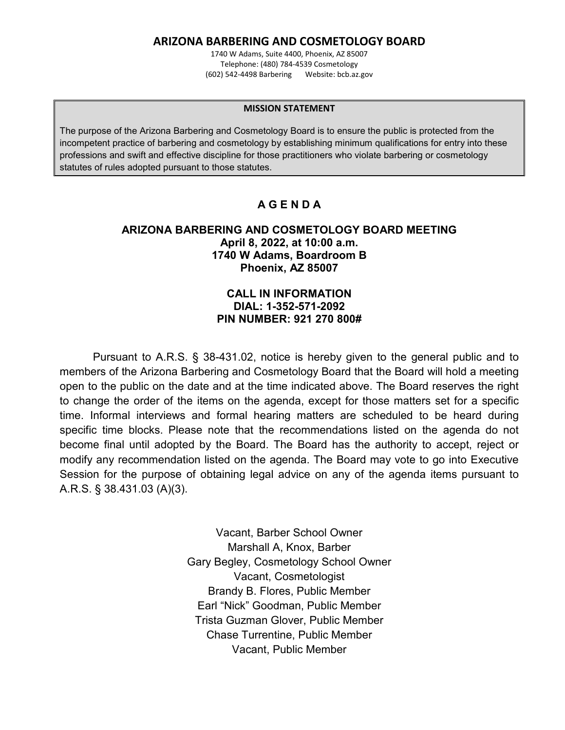# ARIZONA BARBERING AND COSMETOLOGY BOARD

1740 W Adams, Suite 4400, Phoenix, AZ 85007
Telephone: (480) 784-4539 Cosmetology
(602) 542-4498 Barbering    Website: bcb.az.gov

**MISSION STATEMENT**

The purpose of the Arizona Barbering and Cosmetology Board is to ensure the public is protected from the incompetent practice of barbering and cosmetology by establishing minimum qualifications for entry into these professions and swift and effective discipline for those practitioners who violate barbering or cosmetology statutes of rules adopted pursuant to those statutes.

## A G E N D A

**ARIZONA BARBERING AND COSMETOLOGY BOARD MEETING**
**April 8, 2022, at 10:00 a.m.**
**1740 W Adams, Boardroom B**
**Phoenix, AZ 85007**

**CALL IN INFORMATION**
**DIAL: 1-352-571-2092**
**PIN NUMBER: 921 270 800#**

Pursuant to A.R.S. § 38-431.02, notice is hereby given to the general public and to members of the Arizona Barbering and Cosmetology Board that the Board will hold a meeting open to the public on the date and at the time indicated above. The Board reserves the right to change the order of the items on the agenda, except for those matters set for a specific time. Informal interviews and formal hearing matters are scheduled to be heard during specific time blocks. Please note that the recommendations listed on the agenda do not become final until adopted by the Board. The Board has the authority to accept, reject or modify any recommendation listed on the agenda. The Board may vote to go into Executive Session for the purpose of obtaining legal advice on any of the agenda items pursuant to A.R.S. § 38.431.03 (A)(3).

Vacant, Barber School Owner
Marshall A, Knox, Barber
Gary Begley, Cosmetology School Owner
Vacant, Cosmetologist
Brandy B. Flores, Public Member
Earl "Nick" Goodman, Public Member
Trista Guzman Glover, Public Member
Chase Turrentine, Public Member
Vacant, Public Member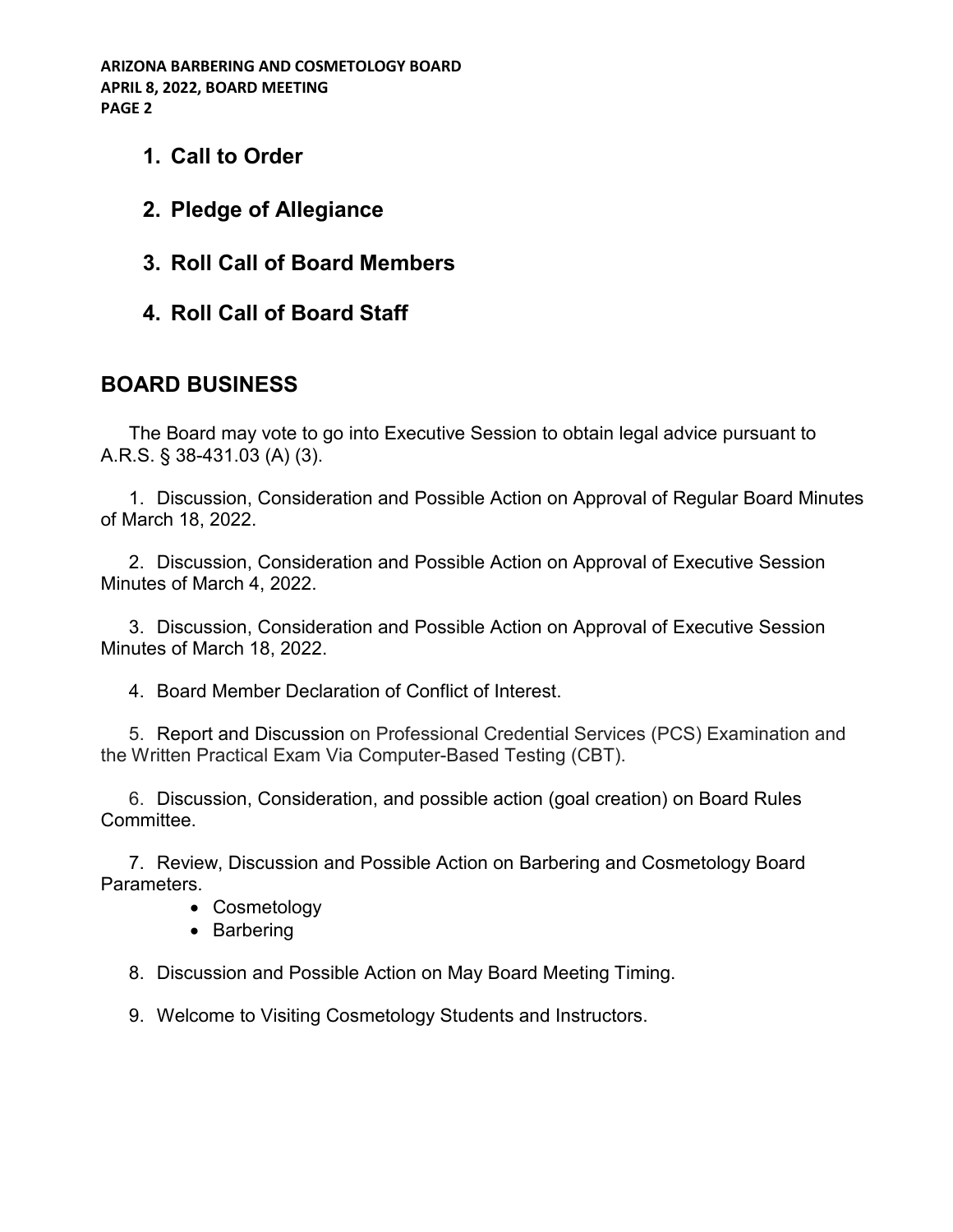1. **Call to Order**

2. **Pledge of Allegiance**

3. **Roll Call of Board Members**

4. **Roll Call of Board Staff**

## BOARD BUSINESS

The Board may vote to go into Executive Session to obtain legal advice pursuant to A.R.S. § 38-431.03 (A) (3).

1. Discussion, Consideration and Possible Action on Approval of Regular Board Minutes of March 18, 2022.

2. Discussion, Consideration and Possible Action on Approval of Executive Session Minutes of March 4, 2022.

3. Discussion, Consideration and Possible Action on Approval of Executive Session Minutes of March 18, 2022.

4. Board Member Declaration of Conflict of Interest.

5. Report and Discussion on Professional Credential Services (PCS) Examination and the Written Practical Exam Via Computer-Based Testing (CBT).

6. Discussion, Consideration, and possible action (goal creation) on Board Rules Committee.

7. Review, Discussion and Possible Action on Barbering and Cosmetology Board Parameters.
   - Cosmetology
   - Barbering

8. Discussion and Possible Action on May Board Meeting Timing.

9. Welcome to Visiting Cosmetology Students and Instructors.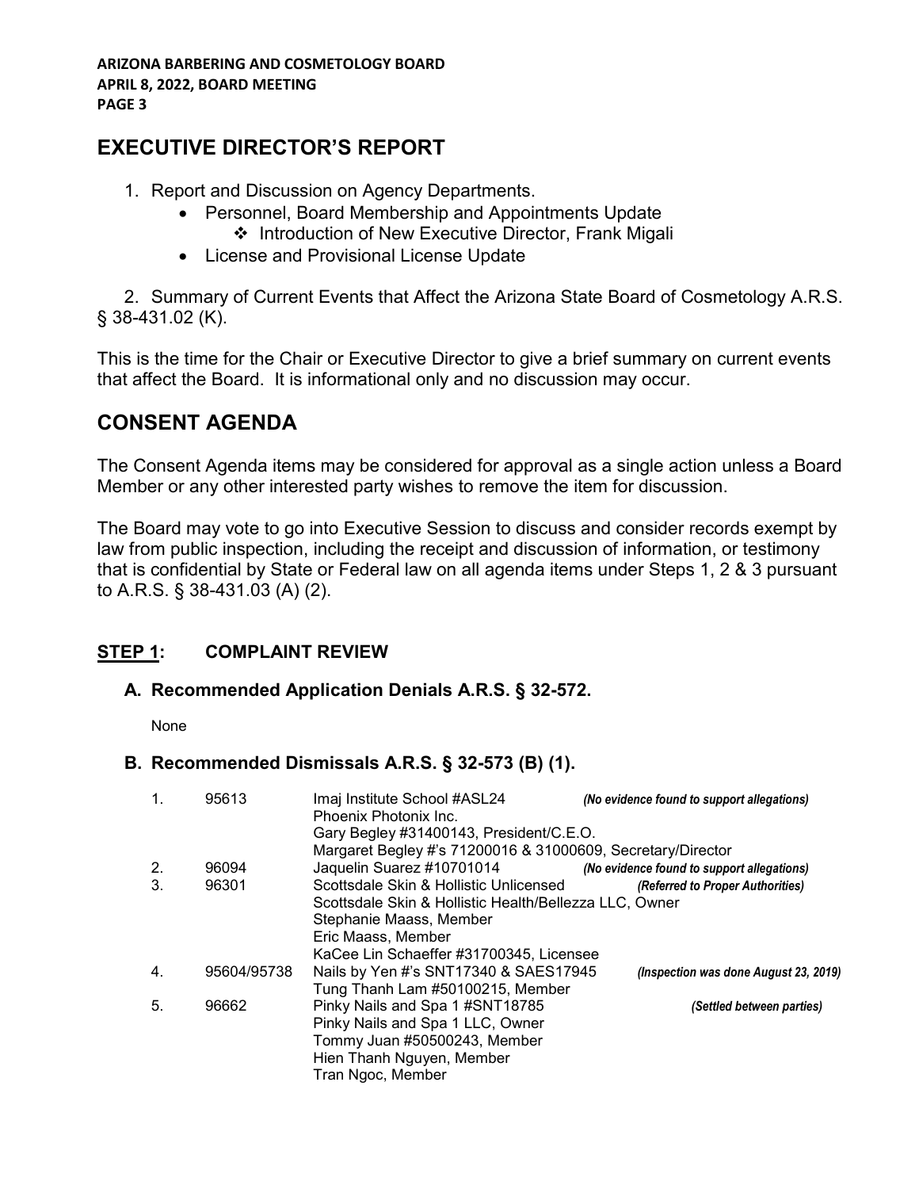## EXECUTIVE DIRECTOR'S REPORT

1. Report and Discussion on Agency Departments.
   - Personnel, Board Membership and Appointments Update
     - ❖ Introduction of New Executive Director, Frank Migali
   - License and Provisional License Update

2. Summary of Current Events that Affect the Arizona State Board of Cosmetology A.R.S. § 38-431.02 (K).

This is the time for the Chair or Executive Director to give a brief summary on current events that affect the Board. It is informational only and no discussion may occur.

## CONSENT AGENDA

The Consent Agenda items may be considered for approval as a single action unless a Board Member or any other interested party wishes to remove the item for discussion.

The Board may vote to go into Executive Session to discuss and consider records exempt by law from public inspection, including the receipt and discussion of information, or testimony that is confidential by State or Federal law on all agenda items under Steps 1, 2 & 3 pursuant to A.R.S. § 38-431.03 (A) (2).

### STEP 1: COMPLAINT REVIEW

#### A. Recommended Application Denials A.R.S. § 32-572.

None

#### B. Recommended Dismissals A.R.S. § 32-573 (B) (1).

| | | | |
|---|---|---|---|
| 1. | 95613 | Imaj Institute School #ASL24<br>Phoenix Photonix Inc.<br>Gary Begley #31400143, President/C.E.O.<br>Margaret Begley #'s 71200016 & 31000609, Secretary/Director | *(No evidence found to support allegations)* |
| 2. | 96094 | Jaquelin Suarez #10701014 | *(No evidence found to support allegations)* |
| 3. | 96301 | Scottsdale Skin & Hollistic Unlicensed<br>Scottsdale Skin & Hollistic Health/Bellezza LLC, Owner<br>Stephanie Maass, Member<br>Eric Maass, Member<br>KaCee Lin Schaeffer #31700345, Licensee | *(Referred to Proper Authorities)* |
| 4. | 95604/95738 | Nails by Yen #'s SNT17340 & SAES17945<br>Tung Thanh Lam #50100215, Member | *(Inspection was done August 23, 2019)* |
| 5. | 96662 | Pinky Nails and Spa 1 #SNT18785<br>Pinky Nails and Spa 1 LLC, Owner<br>Tommy Juan #50500243, Member<br>Hien Thanh Nguyen, Member<br>Tran Ngoc, Member | *(Settled between parties)* |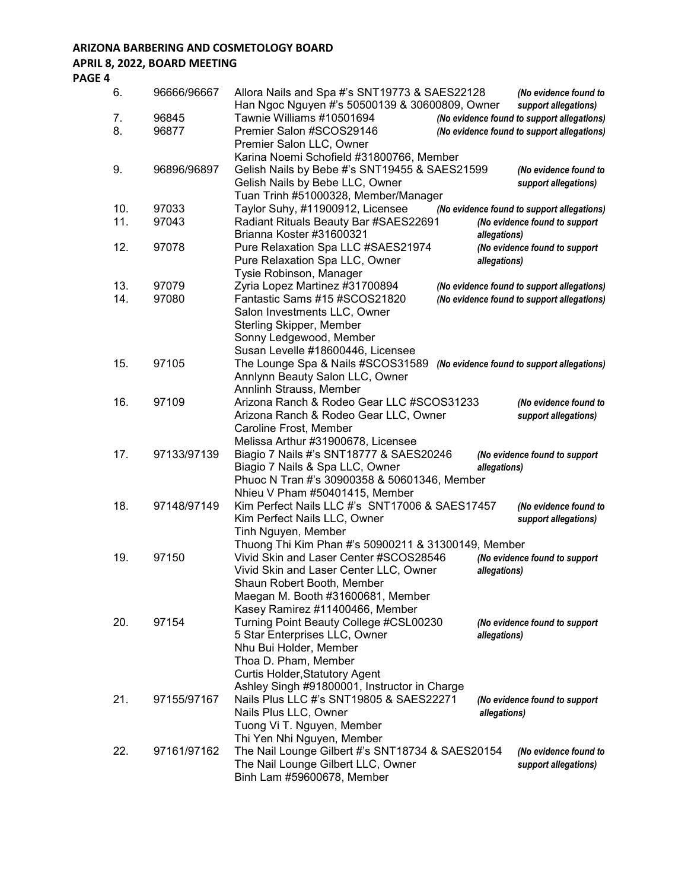| | | | |
|---|---|---|---|
| 6. | 96666/96667 | Allora Nails and Spa #'s SNT19773 & SAES22128<br>Han Ngoc Nguyen #'s 50500139 & 30600809, Owner | *(No evidence found to support allegations)* |
| 7. | 96845 | Tawnie Williams #10501694 | *(No evidence found to support allegations)* |
| 8. | 96877 | Premier Salon #SCOS29146<br>Premier Salon LLC, Owner<br>Karina Noemi Schofield #31800766, Member | *(No evidence found to support allegations)* |
| 9. | 96896/96897 | Gelish Nails by Bebe #'s SNT19455 & SAES21599<br>Gelish Nails by Bebe LLC, Owner<br>Tuan Trinh #51000328, Member/Manager | *(No evidence found to support allegations)* |
| 10. | 97033 | Taylor Suhy, #11900912, Licensee | *(No evidence found to support allegations)* |
| 11. | 97043 | Radiant Rituals Beauty Bar #SAES22691<br>Brianna Koster #31600321 | *(No evidence found to support allegations)* |
| 12. | 97078 | Pure Relaxation Spa LLC #SAES21974<br>Pure Relaxation Spa LLC, Owner<br>Tysie Robinson, Manager | *(No evidence found to support allegations)* |
| 13. | 97079 | Zyria Lopez Martinez #31700894 | *(No evidence found to support allegations)* |
| 14. | 97080 | Fantastic Sams #15 #SCOS21820<br>Salon Investments LLC, Owner<br>Sterling Skipper, Member<br>Sonny Ledgewood, Member<br>Susan Levelle #18600446, Licensee | *(No evidence found to support allegations)* |
| 15. | 97105 | The Lounge Spa & Nails #SCOS31589<br>Annlynn Beauty Salon LLC, Owner<br>Annlinh Strauss, Member | *(No evidence found to support allegations)* |
| 16. | 97109 | Arizona Ranch & Rodeo Gear LLC #SCOS31233<br>Arizona Ranch & Rodeo Gear LLC, Owner<br>Caroline Frost, Member<br>Melissa Arthur #31900678, Licensee | *(No evidence found to support allegations)* |
| 17. | 97133/97139 | Biagio 7 Nails #'s SNT18777 & SAES20246<br>Biagio 7 Nails & Spa LLC, Owner<br>Phuoc N Tran #'s 30900358 & 50601346, Member<br>Nhieu V Pham #50401415, Member | *(No evidence found to support allegations)* |
| 18. | 97148/97149 | Kim Perfect Nails LLC #'s SNT17006 & SAES17457<br>Kim Perfect Nails LLC, Owner<br>Tinh Nguyen, Member<br>Thuong Thi Kim Phan #'s 50900211 & 31300149, Member | *(No evidence found to support allegations)* |
| 19. | 97150 | Vivid Skin and Laser Center #SCOS28546<br>Vivid Skin and Laser Center LLC, Owner<br>Shaun Robert Booth, Member<br>Maegan M. Booth #31600681, Member<br>Kasey Ramirez #11400466, Member | *(No evidence found to support allegations)* |
| 20. | 97154 | Turning Point Beauty College #CSL00230<br>5 Star Enterprises LLC, Owner<br>Nhu Bui Holder, Member<br>Thoa D. Pham, Member<br>Curtis Holder,Statutory Agent<br>Ashley Singh #91800001, Instructor in Charge | *(No evidence found to support allegations)* |
| 21. | 97155/97167 | Nails Plus LLC #'s SNT19805 & SAES22271<br>Nails Plus LLC, Owner<br>Tuong Vi T. Nguyen, Member<br>Thi Yen Nhi Nguyen, Member | *(No evidence found to support allegations)* |
| 22. | 97161/97162 | The Nail Lounge Gilbert #'s SNT18734 & SAES20154<br>The Nail Lounge Gilbert LLC, Owner<br>Binh Lam #59600678, Member | *(No evidence found to support allegations)* |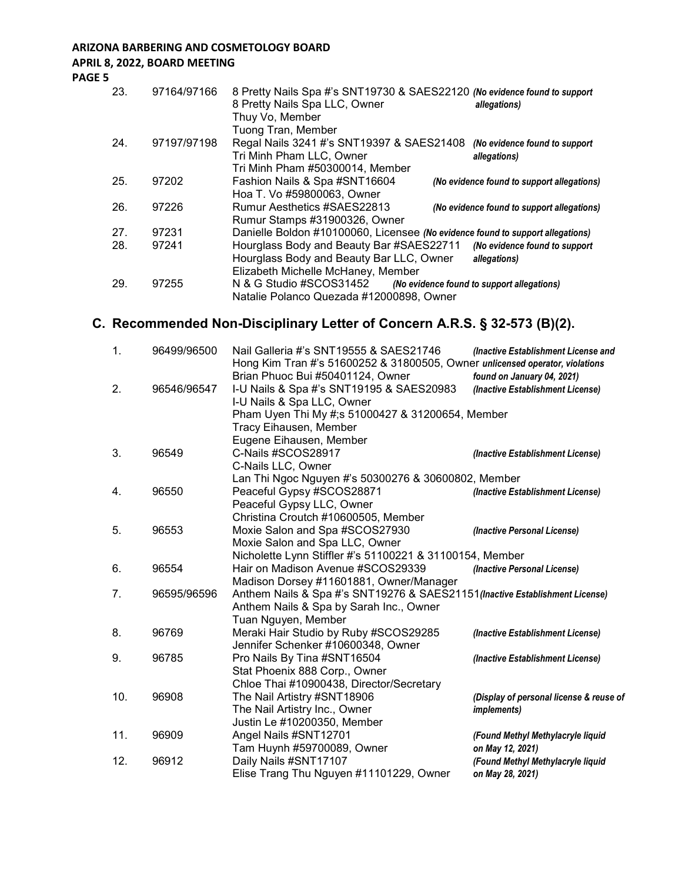| | | | |
|---|---|---|---|
| 23. | 97164/97166 | 8 Pretty Nails Spa #'s SNT19730 & SAES22120<br>8 Pretty Nails Spa LLC, Owner<br>Thuy Vo, Member<br>Tuong Tran, Member | *(No evidence found to support allegations)* |
| 24. | 97197/97198 | Regal Nails 3241 #'s SNT19397 & SAES21408<br>Tri Minh Pham LLC, Owner<br>Tri Minh Pham #50300014, Member | *(No evidence found to support allegations)* |
| 25. | 97202 | Fashion Nails & Spa #SNT16604<br>Hoa T. Vo #59800063, Owner | *(No evidence found to support allegations)* |
| 26. | 97226 | Rumur Aesthetics #SAES22813<br>Rumur Stamps #31900326, Owner | *(No evidence found to support allegations)* |
| 27. | 97231 | Danielle Boldon #10100060, Licensee | *(No evidence found to support allegations)* |
| 28. | 97241 | Hourglass Body and Beauty Bar #SAES22711<br>Hourglass Body and Beauty Bar LLC, Owner<br>Elizabeth Michelle McHaney, Member | *(No evidence found to support allegations)* |
| 29. | 97255 | N & G Studio #SCOS31452<br>Natalie Polanco Quezada #12000898, Owner | *(No evidence found to support allegations)* |

## C. Recommended Non-Disciplinary Letter of Concern A.R.S. § 32-573 (B)(2).

| | | | |
|---|---|---|---|
| 1. | 96499/96500 | Nail Galleria #'s SNT19555 & SAES21746<br>Hong Kim Tran #'s 51600252 & 31800505, Owner<br>Brian Phuoc Bui #50401124, Owner | *(Inactive Establishment License and unlicensed operator, violations found on January 04, 2021)* |
| 2. | 96546/96547 | I-U Nails & Spa #'s SNT19195 & SAES20983<br>I-U Nails & Spa LLC, Owner<br>Pham Uyen Thi My #;s 51000427 & 31200654, Member<br>Tracy Eihausen, Member<br>Eugene Eihausen, Member | *(Inactive Establishment License)* |
| 3. | 96549 | C-Nails #SCOS28917<br>C-Nails LLC, Owner<br>Lan Thi Ngoc Nguyen #'s 50300276 & 30600802, Member | *(Inactive Establishment License)* |
| 4. | 96550 | Peaceful Gypsy #SCOS28871<br>Peaceful Gypsy LLC, Owner<br>Christina Croutch #10600505, Member | *(Inactive Establishment License)* |
| 5. | 96553 | Moxie Salon and Spa #SCOS27930<br>Moxie Salon and Spa LLC, Owner<br>Nicholette Lynn Stiffler #'s 51100221 & 31100154, Member | *(Inactive Personal License)* |
| 6. | 96554 | Hair on Madison Avenue #SCOS29339<br>Madison Dorsey #11601881, Owner/Manager | *(Inactive Personal License)* |
| 7. | 96595/96596 | Anthem Nails & Spa #'s SNT19276 & SAES21151<br>Anthem Nails & Spa by Sarah Inc., Owner<br>Tuan Nguyen, Member | *(Inactive Establishment License)* |
| 8. | 96769 | Meraki Hair Studio by Ruby #SCOS29285<br>Jennifer Schenker #10600348, Owner | *(Inactive Establishment License)* |
| 9. | 96785 | Pro Nails By Tina #SNT16504<br>Stat Phoenix 888 Corp., Owner<br>Chloe Thai #10900438, Director/Secretary | *(Inactive Establishment License)* |
| 10. | 96908 | The Nail Artistry #SNT18906<br>The Nail Artistry Inc., Owner<br>Justin Le #10200350, Member | *(Display of personal license & reuse of implements)* |
| 11. | 96909 | Angel Nails #SNT12701<br>Tam Huynh #59700089, Owner | *(Found Methyl Methylacryle liquid on May 12, 2021)* |
| 12. | 96912 | Daily Nails #SNT17107<br>Elise Trang Thu Nguyen #11101229, Owner | *(Found Methyl Methylacryle liquid on May 28, 2021)* |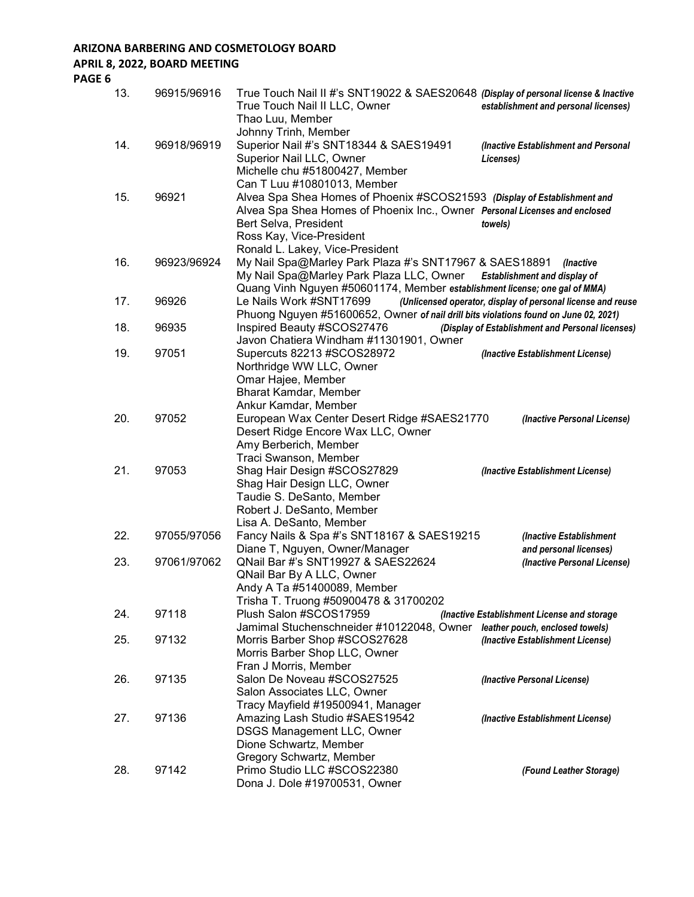| | | | |
|---|---|---|---|
| 13. | 96915/96916 | True Touch Nail II #'s SNT19022 & SAES20648<br>True Touch Nail II LLC, Owner<br>Thao Luu, Member<br>Johnny Trinh, Member | *(Display of personal license & Inactive establishment and personal licenses)* |
| 14. | 96918/96919 | Superior Nail #'s SNT18344 & SAES19491<br>Superior Nail LLC, Owner<br>Michelle chu #51800427, Member<br>Can T Luu #10801013, Member | *(Inactive Establishment and Personal Licenses)* |
| 15. | 96921 | Alvea Spa Shea Homes of Phoenix #SCOS21593<br>Alvea Spa Shea Homes of Phoenix Inc., Owner<br>Bert Selva, President<br>Ross Kay, Vice-President<br>Ronald L. Lakey, Vice-President | *(Display of Establishment and Personal Licenses and enclosed towels)* |
| 16. | 96923/96924 | My Nail Spa@Marley Park Plaza #'s SNT17967 & SAES18891<br>My Nail Spa@Marley Park Plaza LLC, Owner<br>Quang Vinh Nguyen #50601174, Member | *(Inactive Establishment and display of establishment license; one gal of MMA)* |
| 17. | 96926 | Le Nails Work #SNT17699<br>Phuong Nguyen #51600652, Owner | *(Unlicensed operator, display of personal license and reuse of nail drill bits violations found on June 02, 2021)* |
| 18. | 96935 | Inspired Beauty #SCOS27476<br>Javon Chatiera Windham #11301901, Owner | *(Display of Establishment and Personal licenses)* |
| 19. | 97051 | Supercuts 82213 #SCOS28972<br>Northridge WW LLC, Owner<br>Omar Hajee, Member<br>Bharat Kamdar, Member<br>Ankur Kamdar, Member | *(Inactive Establishment License)* |
| 20. | 97052 | European Wax Center Desert Ridge #SAES21770<br>Desert Ridge Encore Wax LLC, Owner<br>Amy Berberich, Member<br>Traci Swanson, Member | *(Inactive Personal License)* |
| 21. | 97053 | Shag Hair Design #SCOS27829<br>Shag Hair Design LLC, Owner<br>Taudie S. DeSanto, Member<br>Robert J. DeSanto, Member<br>Lisa A. DeSanto, Member | *(Inactive Establishment License)* |
| 22. | 97055/97056 | Fancy Nails & Spa #'s SNT18167 & SAES19215<br>Diane T, Nguyen, Owner/Manager | *(Inactive Establishment and personal licenses)* |
| 23. | 97061/97062 | QNail Bar #'s SNT19927 & SAES22624<br>QNail Bar By A LLC, Owner<br>Andy A Ta #51400089, Member<br>Trisha T. Truong #50900478 & 31700202 | *(Inactive Personal License)* |
| 24. | 97118 | Plush Salon #SCOS17959<br>Jamimal Stuchenschneider #10122048, Owner | *(Inactive Establishment License and storage leather pouch, enclosed towels)* |
| 25. | 97132 | Morris Barber Shop #SCOS27628<br>Morris Barber Shop LLC, Owner<br>Fran J Morris, Member | *(Inactive Establishment License)* |
| 26. | 97135 | Salon De Noveau #SCOS27525<br>Salon Associates LLC, Owner<br>Tracy Mayfield #19500941, Manager | *(Inactive Personal License)* |
| 27. | 97136 | Amazing Lash Studio #SAES19542<br>DSGS Management LLC, Owner<br>Dione Schwartz, Member<br>Gregory Schwartz, Member | *(Inactive Establishment License)* |
| 28. | 97142 | Primo Studio LLC #SCOS22380<br>Dona J. Dole #19700531, Owner | *(Found Leather Storage)* |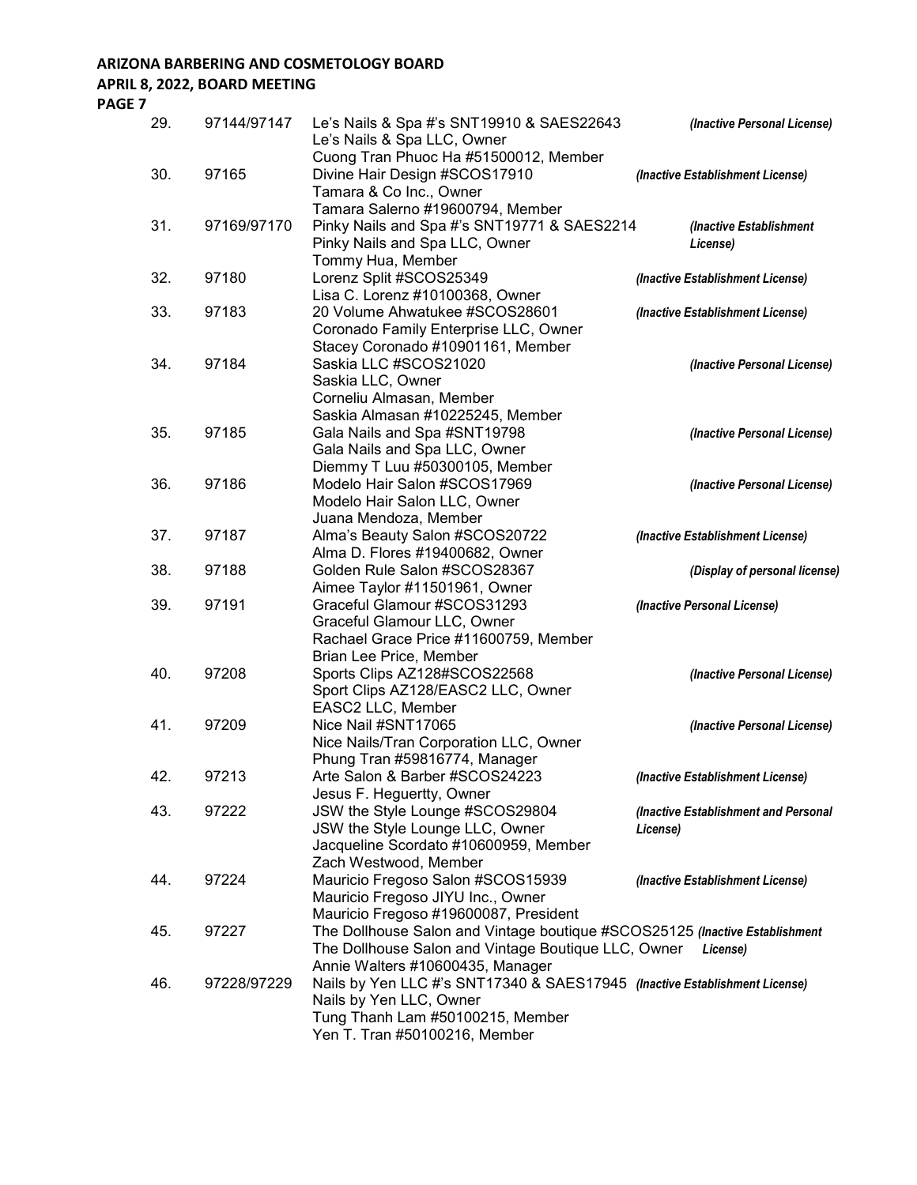| No. | Case No. | Establishment / Respondent | Violation |
|---|---|---|---|
| 29. | 97144/97147 | Le's Nails & Spa #'s SNT19910 & SAES22643<br>Le's Nails & Spa LLC, Owner<br>Cuong Tran Phuoc Ha #51500012, Member | *(Inactive Personal License)* |
| 30. | 97165 | Divine Hair Design #SCOS17910<br>Tamara & Co Inc., Owner<br>Tamara Salerno #19600794, Member | *(Inactive Establishment License)* |
| 31. | 97169/97170 | Pinky Nails and Spa #'s SNT19771 & SAES2214<br>Pinky Nails and Spa LLC, Owner<br>Tommy Hua, Member | *(Inactive Establishment License)* |
| 32. | 97180 | Lorenz Split #SCOS25349<br>Lisa C. Lorenz #10100368, Owner | *(Inactive Establishment License)* |
| 33. | 97183 | 20 Volume Ahwatukee #SCOS28601<br>Coronado Family Enterprise LLC, Owner<br>Stacey Coronado #10901161, Member | *(Inactive Establishment License)* |
| 34. | 97184 | Saskia LLC #SCOS21020<br>Saskia LLC, Owner<br>Corneliu Almasan, Member<br>Saskia Almasan #10225245, Member | *(Inactive Personal License)* |
| 35. | 97185 | Gala Nails and Spa #SNT19798<br>Gala Nails and Spa LLC, Owner<br>Diemmy T Luu #50300105, Member | *(Inactive Personal License)* |
| 36. | 97186 | Modelo Hair Salon #SCOS17969<br>Modelo Hair Salon LLC, Owner<br>Juana Mendoza, Member | *(Inactive Personal License)* |
| 37. | 97187 | Alma's Beauty Salon #SCOS20722<br>Alma D. Flores #19400682, Owner | *(Inactive Establishment License)* |
| 38. | 97188 | Golden Rule Salon #SCOS28367<br>Aimee Taylor #11501961, Owner | *(Display of personal license)* |
| 39. | 97191 | Graceful Glamour #SCOS31293<br>Graceful Glamour LLC, Owner<br>Rachael Grace Price #11600759, Member<br>Brian Lee Price, Member | *(Inactive Personal License)* |
| 40. | 97208 | Sports Clips AZ128#SCOS22568<br>Sport Clips AZ128/EASC2 LLC, Owner<br>EASC2 LLC, Member | *(Inactive Personal License)* |
| 41. | 97209 | Nice Nail #SNT17065<br>Nice Nails/Tran Corporation LLC, Owner<br>Phung Tran #59816774, Manager | *(Inactive Personal License)* |
| 42. | 97213 | Arte Salon & Barber #SCOS24223<br>Jesus F. Heguertty, Owner | *(Inactive Establishment License)* |
| 43. | 97222 | JSW the Style Lounge #SCOS29804<br>JSW the Style Lounge LLC, Owner<br>Jacqueline Scordato #10600959, Member<br>Zach Westwood, Member | *(Inactive Establishment and Personal License)* |
| 44. | 97224 | Mauricio Fregoso Salon #SCOS15939<br>Mauricio Fregoso JIYU Inc., Owner<br>Mauricio Fregoso #19600087, President | *(Inactive Establishment License)* |
| 45. | 97227 | The Dollhouse Salon and Vintage boutique #SCOS25125<br>The Dollhouse Salon and Vintage Boutique LLC, Owner<br>Annie Walters #10600435, Manager | *(Inactive Establishment License)* |
| 46. | 97228/97229 | Nails by Yen LLC #'s SNT17340 & SAES17945<br>Nails by Yen LLC, Owner<br>Tung Thanh Lam #50100215, Member<br>Yen T. Tran #50100216, Member | *(Inactive Establishment License)* |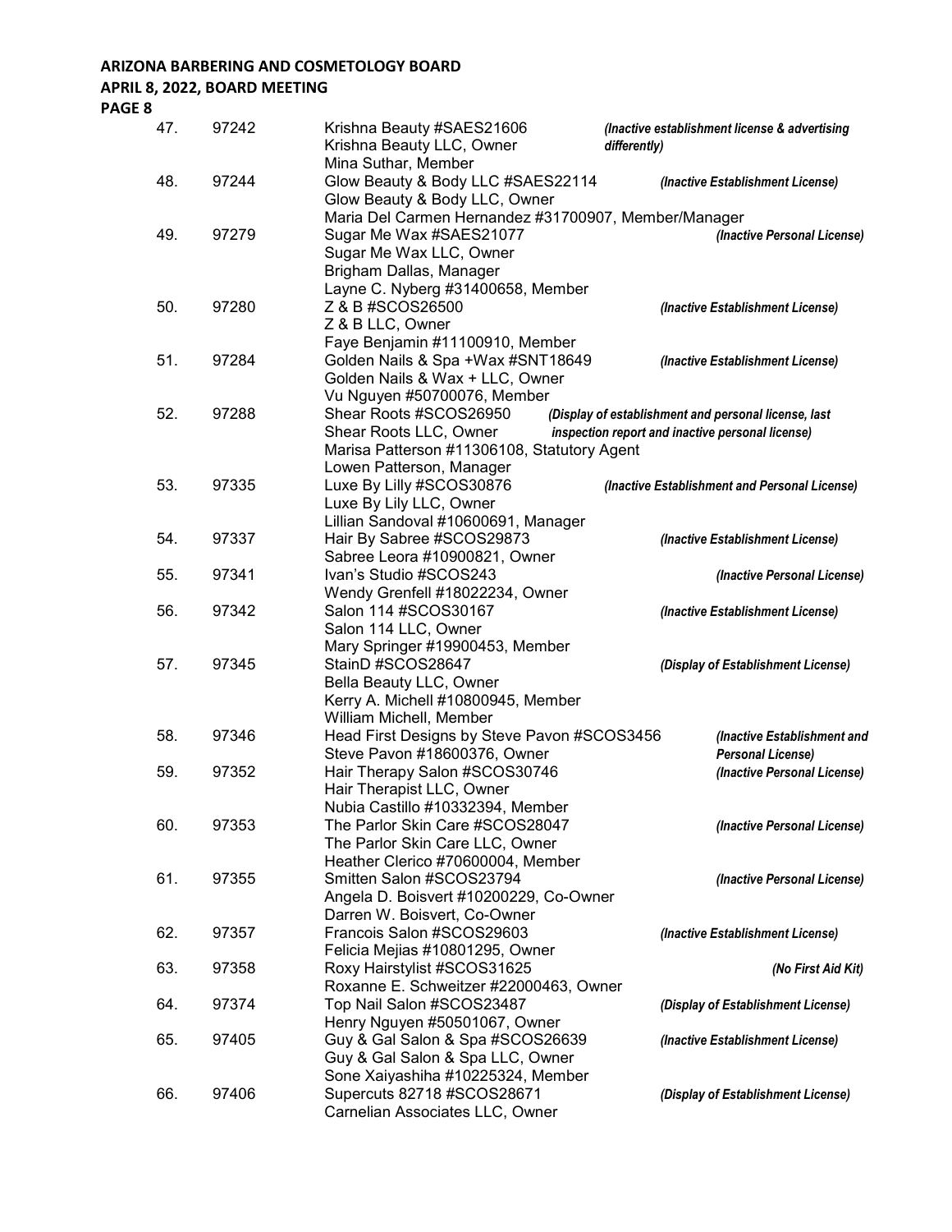| No. | Case | Respondent | Violation |
|---|---|---|---|
| 47. | 97242 | Krishna Beauty #SAES21606<br>Krishna Beauty LLC, Owner<br>Mina Suthar, Member | *(Inactive establishment license & advertising differently)* |
| 48. | 97244 | Glow Beauty & Body LLC #SAES22114<br>Glow Beauty & Body LLC, Owner<br>Maria Del Carmen Hernandez #31700907, Member/Manager | *(Inactive Establishment License)* |
| 49. | 97279 | Sugar Me Wax #SAES21077<br>Sugar Me Wax LLC, Owner<br>Brigham Dallas, Manager<br>Layne C. Nyberg #31400658, Member | *(Inactive Personal License)* |
| 50. | 97280 | Z & B #SCOS26500<br>Z & B LLC, Owner<br>Faye Benjamin #11100910, Member | *(Inactive Establishment License)* |
| 51. | 97284 | Golden Nails & Spa +Wax #SNT18649<br>Golden Nails & Wax + LLC, Owner<br>Vu Nguyen #50700076, Member | *(Inactive Establishment License)* |
| 52. | 97288 | Shear Roots #SCOS26950<br>Shear Roots LLC, Owner<br>Marisa Patterson #11306108, Statutory Agent<br>Lowen Patterson, Manager | *(Display of establishment and personal license, last inspection report and inactive personal license)* |
| 53. | 97335 | Luxe By Lilly #SCOS30876<br>Luxe By Lily LLC, Owner<br>Lillian Sandoval #10600691, Manager | *(Inactive Establishment and Personal License)* |
| 54. | 97337 | Hair By Sabree #SCOS29873<br>Sabree Leora #10900821, Owner | *(Inactive Establishment License)* |
| 55. | 97341 | Ivan's Studio #SCOS243<br>Wendy Grenfell #18022234, Owner | *(Inactive Personal License)* |
| 56. | 97342 | Salon 114 #SCOS30167<br>Salon 114 LLC, Owner<br>Mary Springer #19900453, Member | *(Inactive Establishment License)* |
| 57. | 97345 | StainD #SCOS28647<br>Bella Beauty LLC, Owner<br>Kerry A. Michell #10800945, Member<br>William Michell, Member | *(Display of Establishment License)* |
| 58. | 97346 | Head First Designs by Steve Pavon #SCOS3456<br>Steve Pavon #18600376, Owner | *(Inactive Establishment and Personal License)* |
| 59. | 97352 | Hair Therapy Salon #SCOS30746<br>Hair Therapist LLC, Owner<br>Nubia Castillo #10332394, Member | *(Inactive Personal License)* |
| 60. | 97353 | The Parlor Skin Care #SCOS28047<br>The Parlor Skin Care LLC, Owner<br>Heather Clerico #70600004, Member | *(Inactive Personal License)* |
| 61. | 97355 | Smitten Salon #SCOS23794<br>Angela D. Boisvert #10200229, Co-Owner<br>Darren W. Boisvert, Co-Owner | *(Inactive Personal License)* |
| 62. | 97357 | Francois Salon #SCOS29603<br>Felicia Mejias #10801295, Owner | *(Inactive Establishment License)* |
| 63. | 97358 | Roxy Hairstylist #SCOS31625<br>Roxanne E. Schweitzer #22000463, Owner | *(No First Aid Kit)* |
| 64. | 97374 | Top Nail Salon #SCOS23487<br>Henry Nguyen #50501067, Owner | *(Display of Establishment License)* |
| 65. | 97405 | Guy & Gal Salon & Spa #SCOS26639<br>Guy & Gal Salon & Spa LLC, Owner<br>Sone Xaiyashiha #10225324, Member | *(Inactive Establishment License)* |
| 66. | 97406 | Supercuts 82718 #SCOS28671<br>Carnelian Associates LLC, Owner | *(Display of Establishment License)* |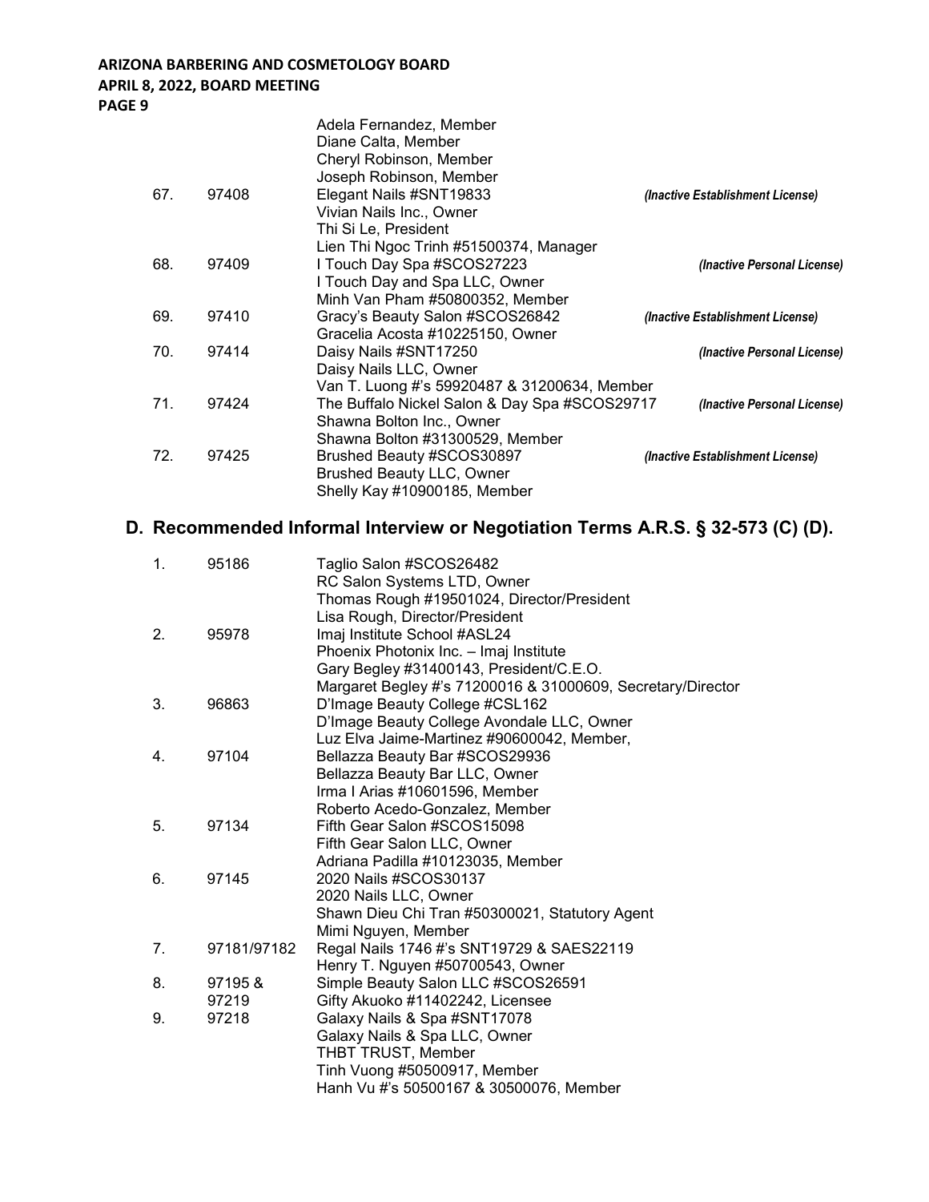| | | | |
|---|---|---|---|
| | | Adela Fernandez, Member<br>Diane Calta, Member<br>Cheryl Robinson, Member<br>Joseph Robinson, Member | |
| 67. | 97408 | Elegant Nails #SNT19833<br>Vivian Nails Inc., Owner<br>Thi Si Le, President<br>Lien Thi Ngoc Trinh #51500374, Manager | *(Inactive Establishment License)* |
| 68. | 97409 | I Touch Day Spa #SCOS27223<br>I Touch Day and Spa LLC, Owner<br>Minh Van Pham #50800352, Member | *(Inactive Personal License)* |
| 69. | 97410 | Gracy's Beauty Salon #SCOS26842<br>Gracelia Acosta #10225150, Owner | *(Inactive Establishment License)* |
| 70. | 97414 | Daisy Nails #SNT17250<br>Daisy Nails LLC, Owner<br>Van T. Luong #'s 59920487 & 31200634, Member | *(Inactive Personal License)* |
| 71. | 97424 | The Buffalo Nickel Salon & Day Spa #SCOS29717<br>Shawna Bolton Inc., Owner<br>Shawna Bolton #31300529, Member | *(Inactive Personal License)* |
| 72. | 97425 | Brushed Beauty #SCOS30897<br>Brushed Beauty LLC, Owner<br>Shelly Kay #10900185, Member | *(Inactive Establishment License)* |

## D. Recommended Informal Interview or Negotiation Terms A.R.S. § 32-573 (C) (D).

| | | |
|---|---|---|
| 1. | 95186 | Taglio Salon #SCOS26482<br>RC Salon Systems LTD, Owner<br>Thomas Rough #19501024, Director/President<br>Lisa Rough, Director/President |
| 2. | 95978 | Imaj Institute School #ASL24<br>Phoenix Photonix Inc. – Imaj Institute<br>Gary Begley #31400143, President/C.E.O.<br>Margaret Begley #'s 71200016 & 31000609, Secretary/Director |
| 3. | 96863 | D'Image Beauty College #CSL162<br>D'Image Beauty College Avondale LLC, Owner<br>Luz Elva Jaime-Martinez #90600042, Member, |
| 4. | 97104 | Bellazza Beauty Bar #SCOS29936<br>Bellazza Beauty Bar LLC, Owner<br>Irma I Arias #10601596, Member<br>Roberto Acedo-Gonzalez, Member |
| 5. | 97134 | Fifth Gear Salon #SCOS15098<br>Fifth Gear Salon LLC, Owner<br>Adriana Padilla #10123035, Member |
| 6. | 97145 | 2020 Nails #SCOS30137<br>2020 Nails LLC, Owner<br>Shawn Dieu Chi Tran #50300021, Statutory Agent<br>Mimi Nguyen, Member |
| 7. | 97181/97182 | Regal Nails 1746 #'s SNT19729 & SAES22119<br>Henry T. Nguyen #50700543, Owner |
| 8. | 97195 & 97219 | Simple Beauty Salon LLC #SCOS26591<br>Gifty Akuoko #11402242, Licensee |
| 9. | 97218 | Galaxy Nails & Spa #SNT17078<br>Galaxy Nails & Spa LLC, Owner<br>THBT TRUST, Member<br>Tinh Vuong #50500917, Member<br>Hanh Vu #'s 50500167 & 30500076, Member |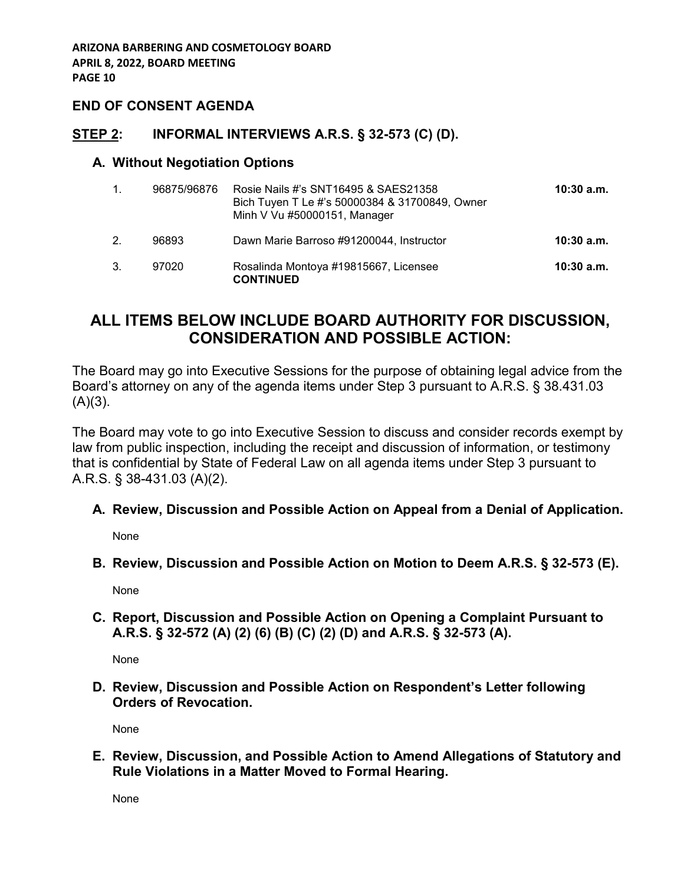## END OF CONSENT AGENDA

## STEP 2: INFORMAL INTERVIEWS A.R.S. § 32-573 (C) (D).

### A. Without Negotiation Options

| | | | |
|---|---|---|---|
| 1. | 96875/96876 | Rosie Nails #'s SNT16495 & SAES21358<br>Bich Tuyen T Le #'s 50000384 & 31700849, Owner<br>Minh V Vu #50000151, Manager | **10:30 a.m.** |
| 2. | 96893 | Dawn Marie Barroso #91200044, Instructor | **10:30 a.m.** |
| 3. | 97020 | Rosalinda Montoya #19815667, Licensee<br>**CONTINUED** | **10:30 a.m.** |

## ALL ITEMS BELOW INCLUDE BOARD AUTHORITY FOR DISCUSSION, CONSIDERATION AND POSSIBLE ACTION:

The Board may go into Executive Sessions for the purpose of obtaining legal advice from the Board's attorney on any of the agenda items under Step 3 pursuant to A.R.S. § 38.431.03 (A)(3).

The Board may vote to go into Executive Session to discuss and consider records exempt by law from public inspection, including the receipt and discussion of information, or testimony that is confidential by State of Federal Law on all agenda items under Step 3 pursuant to A.R.S. § 38-431.03 (A)(2).

### A. Review, Discussion and Possible Action on Appeal from a Denial of Application.

None

### B. Review, Discussion and Possible Action on Motion to Deem A.R.S. § 32-573 (E).

None

### C. Report, Discussion and Possible Action on Opening a Complaint Pursuant to A.R.S. § 32-572 (A) (2) (6) (B) (C) (2) (D) and A.R.S. § 32-573 (A).

None

### D. Review, Discussion and Possible Action on Respondent's Letter following Orders of Revocation.

None

### E. Review, Discussion, and Possible Action to Amend Allegations of Statutory and Rule Violations in a Matter Moved to Formal Hearing.

None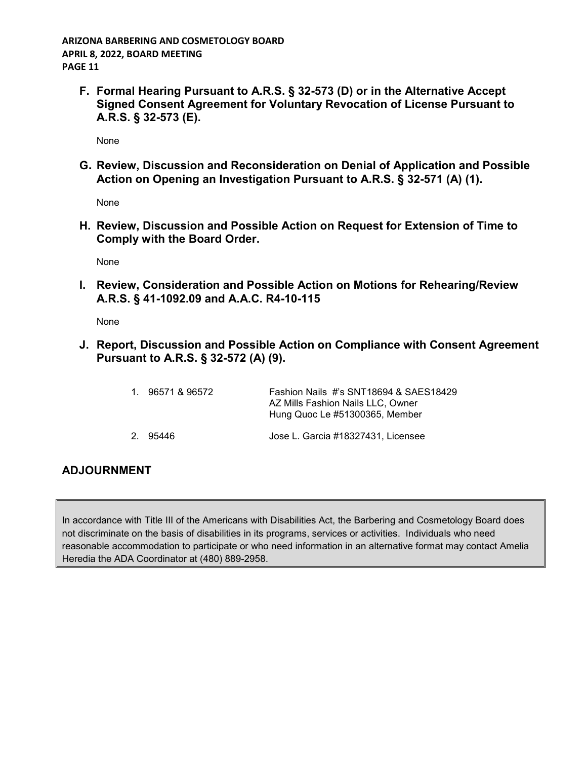**F. Formal Hearing Pursuant to A.R.S. § 32-573 (D) or in the Alternative Accept Signed Consent Agreement for Voluntary Revocation of License Pursuant to A.R.S. § 32-573 (E).**

None

**G. Review, Discussion and Reconsideration on Denial of Application and Possible Action on Opening an Investigation Pursuant to A.R.S. § 32-571 (A) (1).**

None

**H. Review, Discussion and Possible Action on Request for Extension of Time to Comply with the Board Order.**

None

**I. Review, Consideration and Possible Action on Motions for Rehearing/Review A.R.S. § 41-1092.09 and A.A.C. R4-10-115**

None

**J. Report, Discussion and Possible Action on Compliance with Consent Agreement Pursuant to A.R.S. § 32-572 (A) (9).**

| | | |
|---|---|---|
| 1. | 96571 & 96572 | Fashion Nails #'s SNT18694 & SAES18429<br>AZ Mills Fashion Nails LLC, Owner<br>Hung Quoc Le #51300365, Member |
| 2. | 95446 | Jose L. Garcia #18327431, Licensee |

## ADJOURNMENT

In accordance with Title III of the Americans with Disabilities Act, the Barbering and Cosmetology Board does not discriminate on the basis of disabilities in its programs, services or activities. Individuals who need reasonable accommodation to participate or who need information in an alternative format may contact Amelia Heredia the ADA Coordinator at (480) 889-2958.